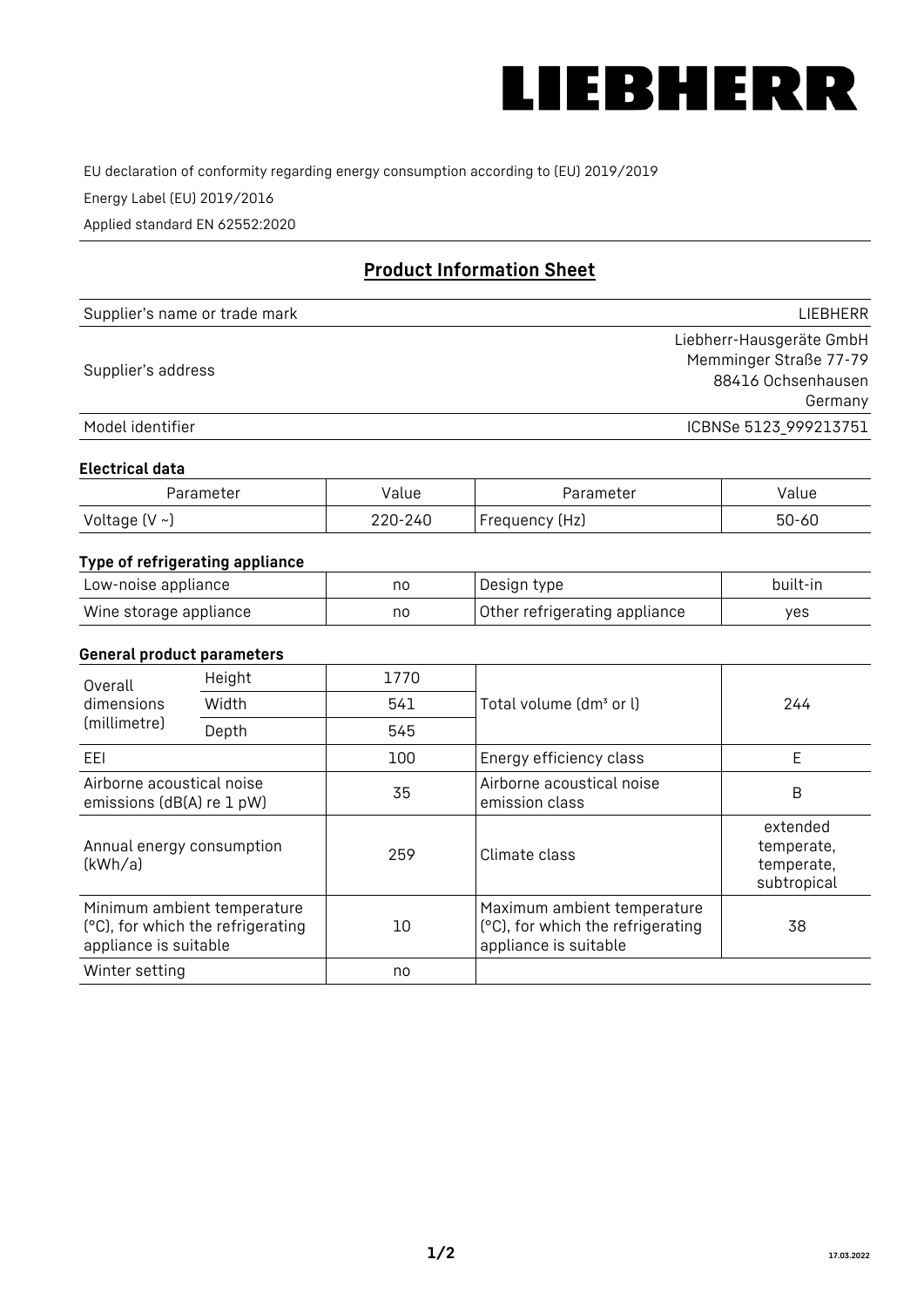LIEBHERR

EU declaration of conformity regarding energy consumption according to (EU) 2019/2019

Energy Label (EU) 2019/2016

Applied standard EN 62552:2020

## Product Information Sheet

| | |
|---|---|
| Supplier's name or trade mark | LIEBHERR |
| Supplier's address | Liebherr-Hausgeräte GmbH<br>Memminger Straße 77-79<br>88416 Ochsenhausen<br>Germany |
| Model identifier | ICBNSe 5123_999213751 |

### Electrical data

| Parameter | Value | Parameter | Value |
|---|---|---|---|
| Voltage (V ~) | 220-240 | Frequency (Hz) | 50-60 |

### Type of refrigerating appliance

| | | | |
|---|---|---|---|
| Low-noise appliance | no | Design type | built-in |
| Wine storage appliance | no | Other refrigerating appliance | yes |

### General product parameters

| | | | | |
|---|---|---|---|---|
| Overall dimensions (millimetre) | Height | 1770 | Total volume (dm³ or l) | 244 |
| | Width | 541 | | |
| | Depth | 545 | | |
| EEI | | 100 | Energy efficiency class | E |
| Airborne acoustical noise emissions (dB(A) re 1 pW) | | 35 | Airborne acoustical noise emission class | B |
| Annual energy consumption (kWh/a) | | 259 | Climate class | extended temperate, temperate, subtropical |
| Minimum ambient temperature (°C), for which the refrigerating appliance is suitable | | 10 | Maximum ambient temperature (°C), for which the refrigerating appliance is suitable | 38 |
| Winter setting | | no | | |

17.03.2022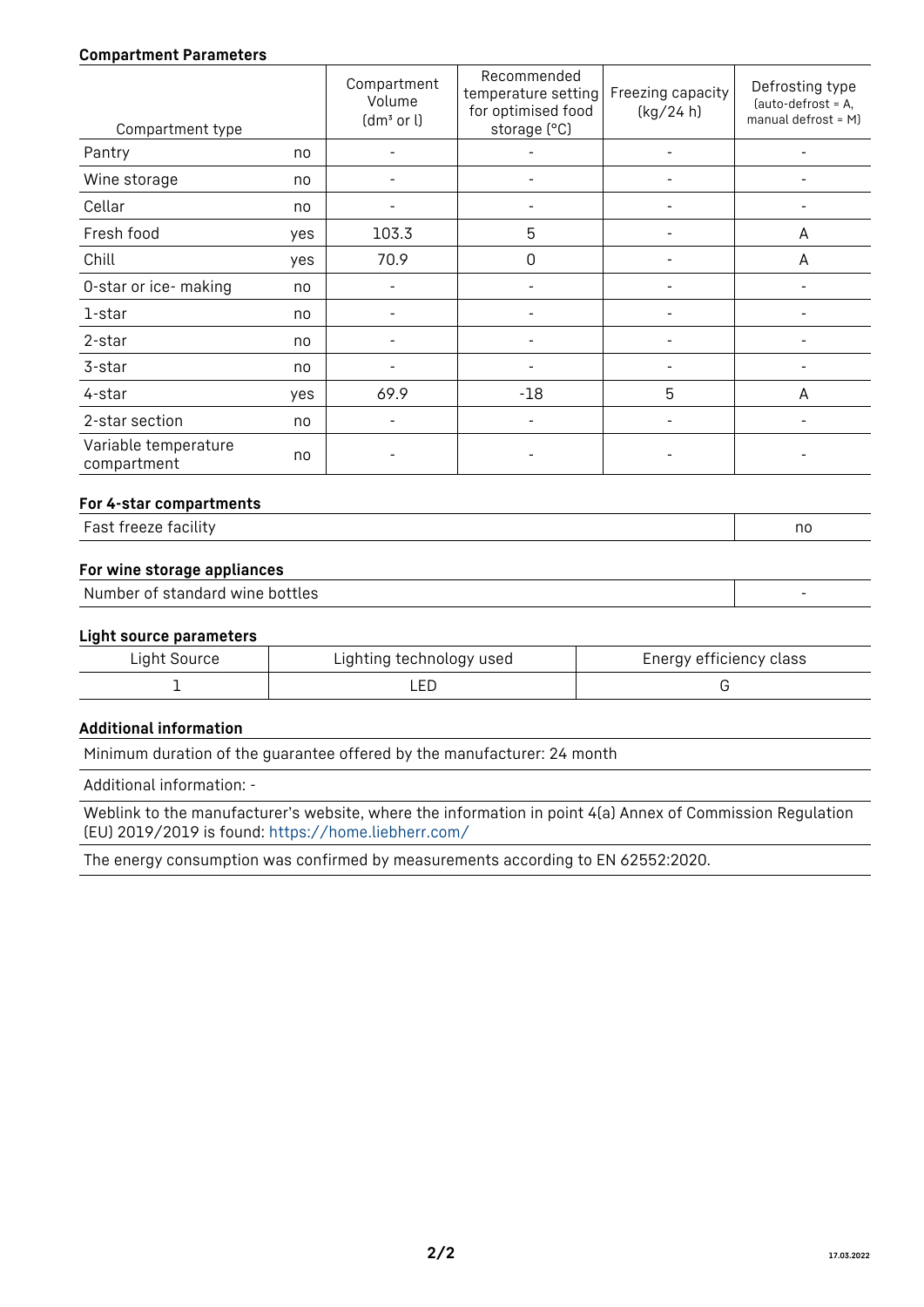**Compartment Parameters**

| Compartment type | | Compartment Volume (dm³ or l) | Recommended temperature setting for optimised food storage (°C) | Freezing capacity (kg/24 h) | Defrosting type (auto-defrost = A, manual defrost = M) |
|---|---|---|---|---|---|
| Pantry | no | - | - | - | - |
| Wine storage | no | - | - | - | - |
| Cellar | no | - | - | - | - |
| Fresh food | yes | 103.3 | 5 | - | A |
| Chill | yes | 70.9 | 0 | - | A |
| 0-star or ice- making | no | - | - | - | - |
| 1-star | no | - | - | - | - |
| 2-star | no | - | - | - | - |
| 3-star | no | - | - | - | - |
| 4-star | yes | 69.9 | -18 | 5 | A |
| 2-star section | no | - | - | - | - |
| Variable temperature compartment | no | - | - | - | - |

**For 4-star compartments**

| | |
|---|---|
| Fast freeze facility | no |

**For wine storage appliances**

| | |
|---|---|
| Number of standard wine bottles | - |

**Light source parameters**

| Light Source | Lighting technology used | Energy efficiency class |
|---|---|---|
| 1 | LED | G |

**Additional information**

Minimum duration of the guarantee offered by the manufacturer: 24 month

Additional information: -

Weblink to the manufacturer's website, where the information in point 4(a) Annex of Commission Regulation (EU) 2019/2019 is found: https://home.liebherr.com/

The energy consumption was confirmed by measurements according to EN 62552:2020.

17.03.2022